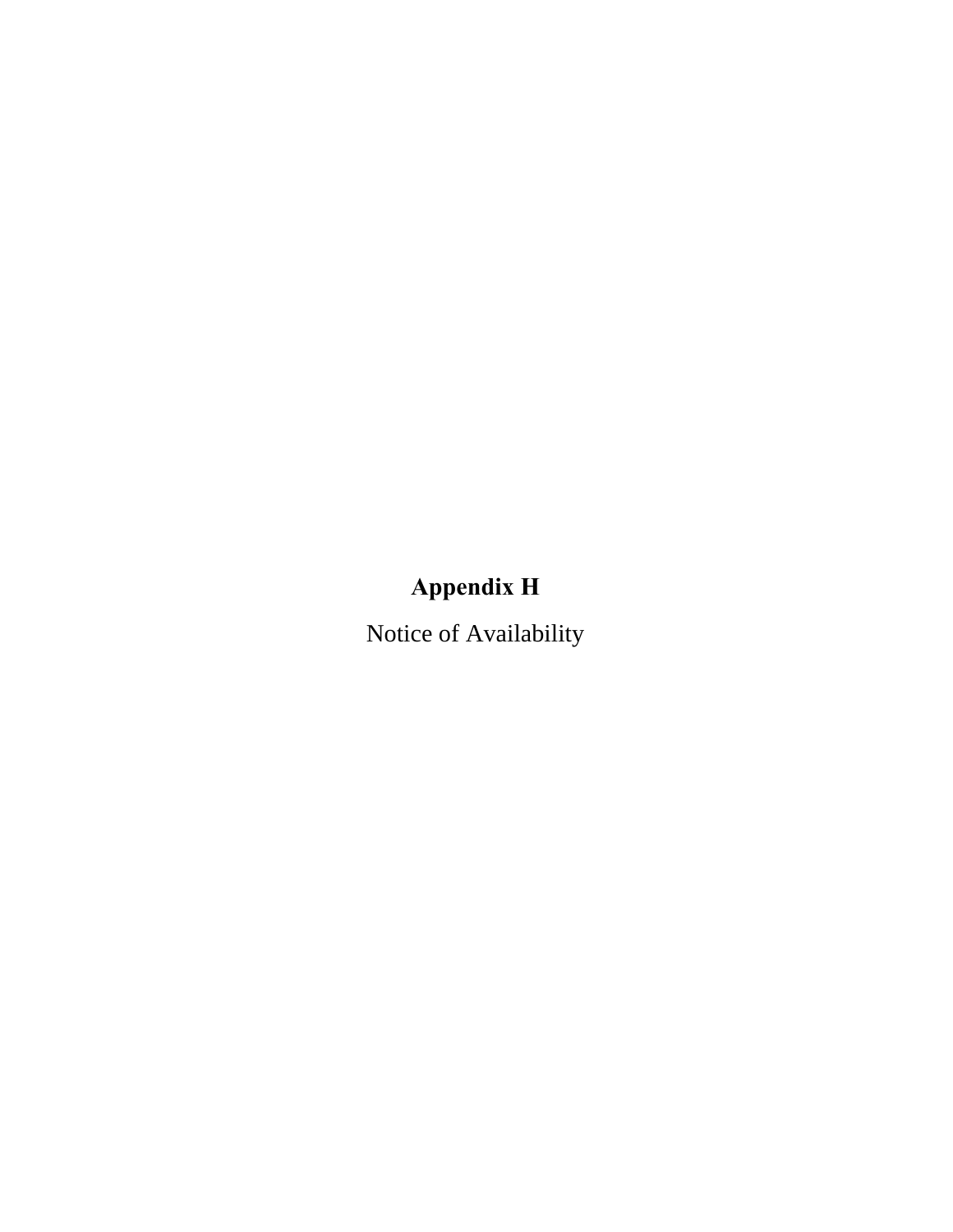# Appendix H

Notice of Availability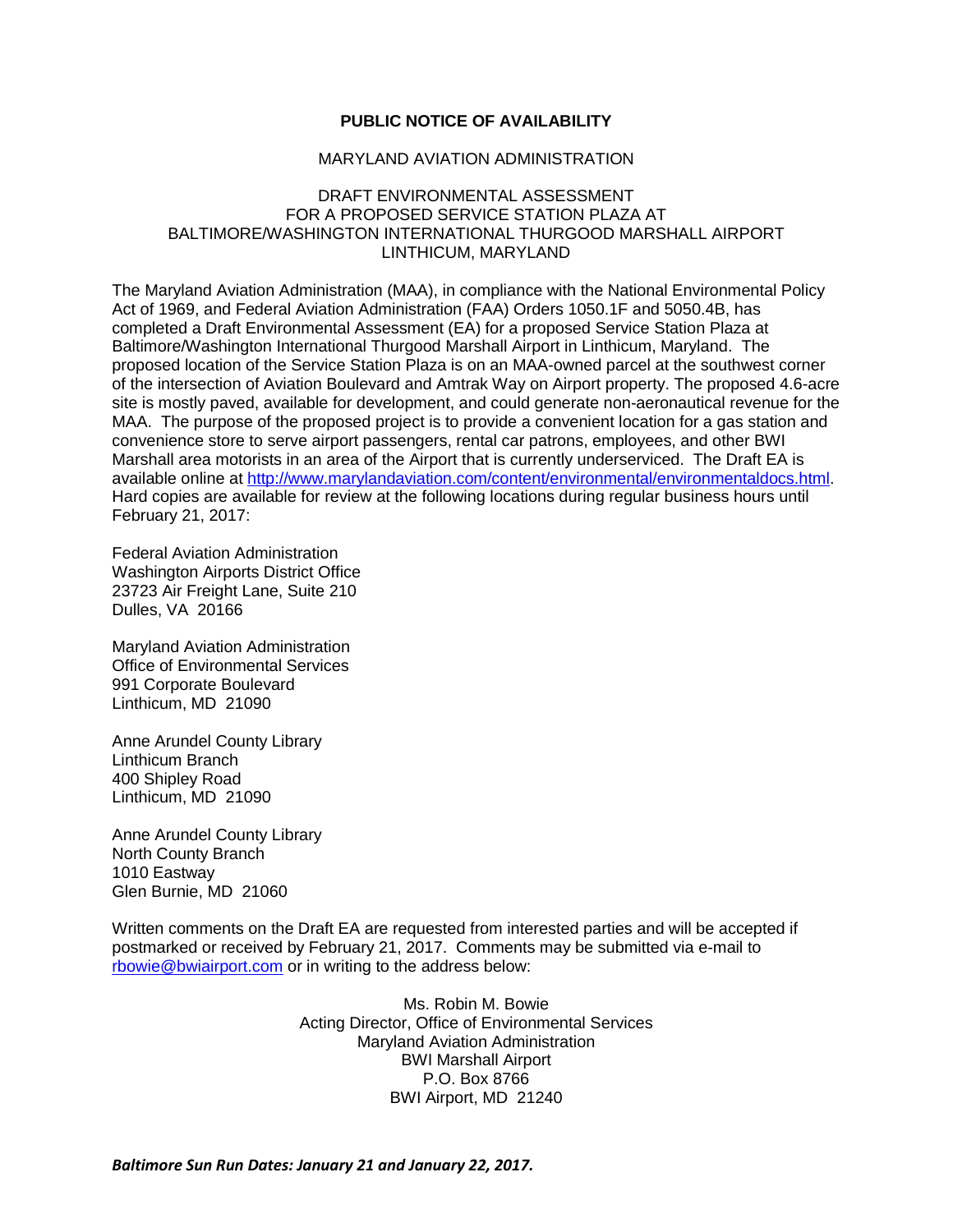# PUBLIC NOTICE OF AVAILABILITY

MARYLAND AVIATION ADMINISTRATION

DRAFT ENVIRONMENTAL ASSESSMENT
FOR A PROPOSED SERVICE STATION PLAZA AT
BALTIMORE/WASHINGTON INTERNATIONAL THURGOOD MARSHALL AIRPORT
LINTHICUM, MARYLAND

The Maryland Aviation Administration (MAA), in compliance with the National Environmental Policy Act of 1969, and Federal Aviation Administration (FAA) Orders 1050.1F and 5050.4B, has completed a Draft Environmental Assessment (EA) for a proposed Service Station Plaza at Baltimore/Washington International Thurgood Marshall Airport in Linthicum, Maryland. The proposed location of the Service Station Plaza is on an MAA-owned parcel at the southwest corner of the intersection of Aviation Boulevard and Amtrak Way on Airport property. The proposed 4.6-acre site is mostly paved, available for development, and could generate non-aeronautical revenue for the MAA. The purpose of the proposed project is to provide a convenient location for a gas station and convenience store to serve airport passengers, rental car patrons, employees, and other BWI Marshall area motorists in an area of the Airport that is currently underserviced. The Draft EA is available online at http://www.marylandaviation.com/content/environmental/environmentaldocs.html. Hard copies are available for review at the following locations during regular business hours until February 21, 2017:

Federal Aviation Administration
Washington Airports District Office
23723 Air Freight Lane, Suite 210
Dulles, VA 20166

Maryland Aviation Administration
Office of Environmental Services
991 Corporate Boulevard
Linthicum, MD 21090

Anne Arundel County Library
Linthicum Branch
400 Shipley Road
Linthicum, MD 21090

Anne Arundel County Library
North County Branch
1010 Eastway
Glen Burnie, MD 21060

Written comments on the Draft EA are requested from interested parties and will be accepted if postmarked or received by February 21, 2017. Comments may be submitted via e-mail to rbowie@bwiairport.com or in writing to the address below:

Ms. Robin M. Bowie
Acting Director, Office of Environmental Services
Maryland Aviation Administration
BWI Marshall Airport
P.O. Box 8766
BWI Airport, MD 21240

***Baltimore Sun Run Dates: January 21 and January 22, 2017.***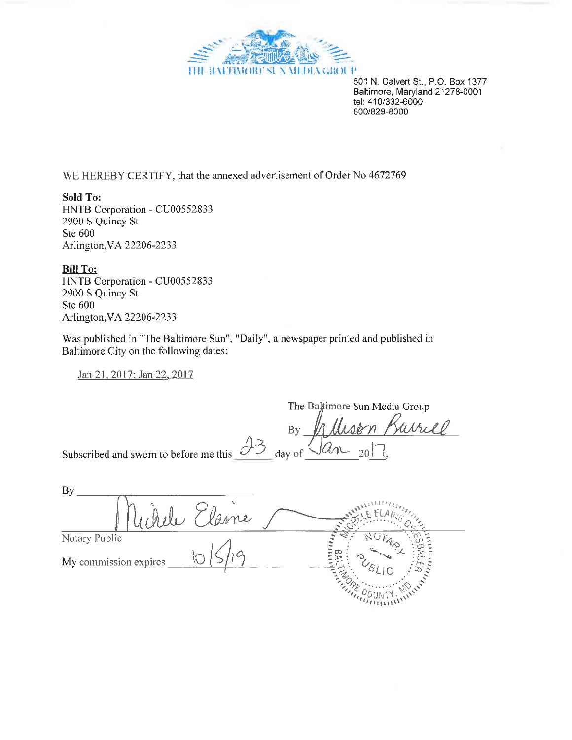THE BALTIMORE SUN MEDIA GROUP

501 N. Calvert St., P.O. Box 1377
Baltimore, Maryland 21278-0001
tel: 410/332-6000
800/829-8000

WE HEREBY CERTIFY, that the annexed advertisement of Order No 4672769

**Sold To:**
HNTB Corporation - CU00552833
2900 S Quincy St
Ste 600
Arlington,VA 22206-2233

**Bill To:**
HNTB Corporation - CU00552833
2900 S Quincy St
Ste 600
Arlington,VA 22206-2233

Was published in "The Baltimore Sun", "Daily", a newspaper printed and published in Baltimore City on the following dates:

Jan 21, 2017; Jan 22, 2017

The Baltimore Sun Media Group

By Allison Burrell

Subscribed and sworn to before me this 23 day of Jan 2017.

By Michele Elaine

Notary Public

My commission expires 10/5/19

MICHELE ELAINE GIESBAUER NOTARY PUBLIC BALTIMORE COUNTY, MD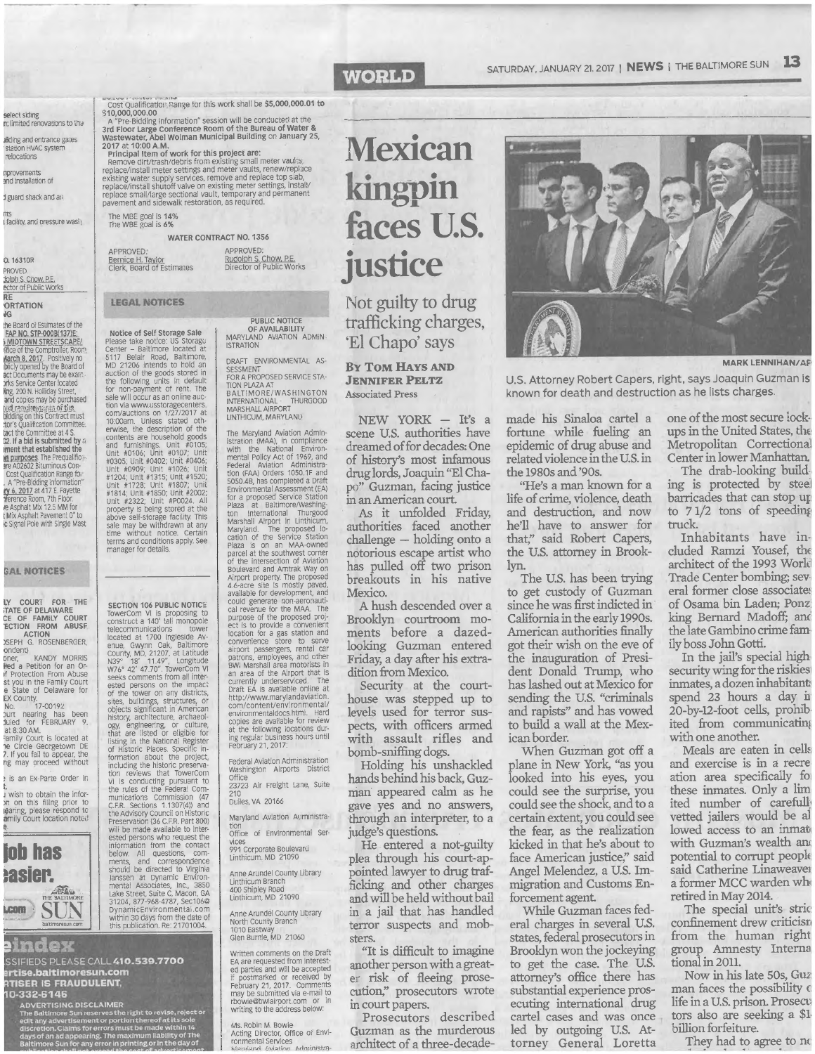# Mexican kingpin faces U.S. justice

## Not guilty to drug trafficking charges, 'El Chapo' says

**By Tom Hays and Jennifer Peltz**
Associated Press

U.S. Attorney Robert Capers, right, says Joaquin Guzman is known for death and destruction as he lists charges.

NEW YORK — It's a scene U.S. authorities have dreamed of for decades: One of history's most infamous drug lords, Joaquin "El Chapo" Guzman, facing justice in an American court.

As it unfolded Friday, authorities faced another challenge — holding onto a notorious escape artist who has pulled off two prison breakouts in his native Mexico.

A hush descended over a Brooklyn courtroom moments before a dazed-looking Guzman entered Friday, a day after his extradition from Mexico.

Security at the courthouse was stepped up to levels used for terror suspects, with officers armed with assault rifles and bomb-sniffing dogs.

Holding his unshackled hands behind his back, Guzman appeared calm as he gave yes and no answers, through an interpreter, to a judge's questions.

He entered a not-guilty plea through his court-appointed lawyer to drug trafficking and other charges and will be held without bail in a jail that has handled terror suspects and mobsters.

"It is difficult to imagine another person with a greater risk of fleeing prosecution," prosecutors wrote in court papers.

Prosecutors described Guzman as the murderous architect of a three-decade-made his Sinaloa cartel a fortune while fueling an epidemic of drug abuse and related violence in the U.S. in the 1980s and '90s.

"He's a man known for a life of crime, violence, death and destruction, and now he'll have to answer for that," said Robert Capers, the U.S. attorney in Brooklyn.

The U.S. has been trying to get custody of Guzman since he was first indicted in California in the early 1990s. American authorities finally got their wish on the eve of the inauguration of President Donald Trump, who has lashed out at Mexico for sending the U.S. "criminals and rapists" and has vowed to build a wall at the Mexican border.

When Guzman got off a plane in New York, "as you looked into his eyes, you could see the surprise, you could see the shock, and to a certain extent, you could see the fear, as the realization kicked in that he's about to face American justice," said Angel Melendez, a U.S. Immigration and Customs Enforcement agent.

While Guzman faces federal charges in several U.S. states, federal prosecutors in Brooklyn won the jockeying to get the case. The U.S. attorney's office there has substantial experience prosecuting international drug cartel cases and was once led by outgoing U.S. Attorney General Loretta

one of the most secure lockups in the United States, the Metropolitan Correctional Center in lower Manhattan.

The drab-looking building is protected by steel barricades that can stop up to 7 1/2 tons of speeding truck.

Inhabitants have included Ramzi Yousef, the architect of the 1993 World Trade Center bombing; several former close associates of Osama bin Laden; Ponzi king Bernard Madoff; and the late Gambino crime family boss John Gotti.

In the jail's special high security wing for the riskiest inmates, a dozen inhabitants spend 23 hours a day in 20-by-12-foot cells, prohibited from communicating with one another.

Meals are eaten in cells and exercise is in a recreation area specifically for these inmates. Only a limited number of carefully vetted jailers would be allowed access to an inmate with Guzman's wealth and potential to corrupt people, said Catherine Linaweaver, a former MCC warden who retired in May 2014.

The special unit's strict confinement drew criticism from the human rights group Amnesty International in 2011.

Now in his late 50s, Guzman faces the possibility of life in a U.S. prison. Prosecutors also are seeking a $1 billion forfeiture.

They had to agree to no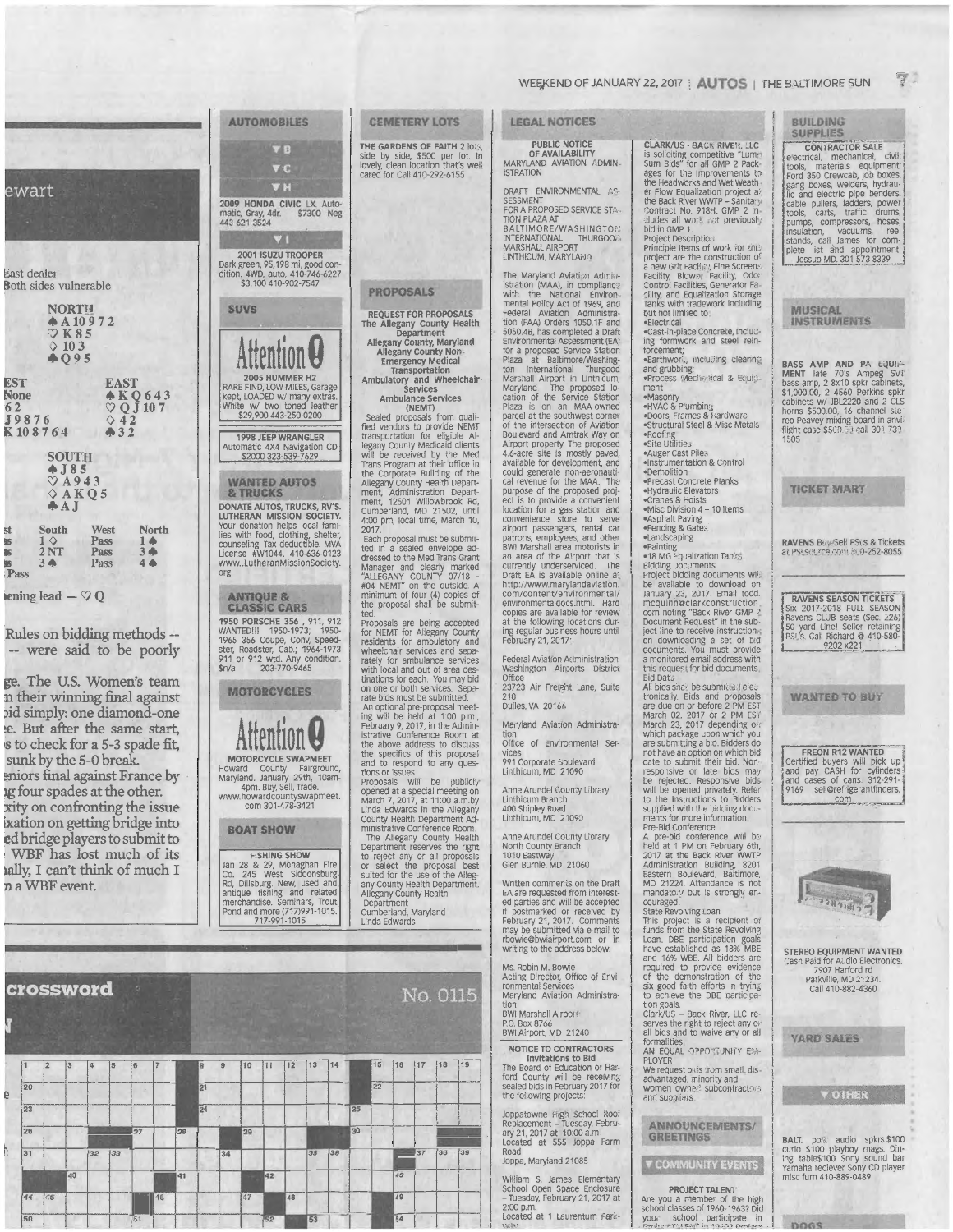## ewart

East dealer
Both sides vulnerable

NORTH
♠A 10 9 7 2
♡K 8 5
◇10 3
♣Q 9 5

WEST
None
♡6 2
◇J 9 8 7 6
♣K 10 8 7 6 4

EAST
♠K Q 6 4 3
♡Q J 10 7
◇4 2
♣3 2

SOUTH
♠J 8 5
♡A 9 4 3
◇A K Q 5
♣A J

| East | South | West | North |
|---|---|---|---|
| Pass | 1 ◇ | Pass | 1 ♠ |
| Pass | 2 NT | Pass | 3 ♣ |
| Pass | 3 ♠ | Pass | 4 ♠ |
| Pass | | | |

Opening lead — ♡Q

Rules on bidding methods -- -- were said to be poorly

ge. The U.S. Women's team n their winning final against bid simply: one diamond-one e. But after the same start, s to check for a 5-3 spade fit, sunk by the 5-0 break. eniors final against France by ng four spades at the other. xity on confronting the issue ixation on getting bridge into ed bridge players to submit to WBF has lost much of its ally, I can't think of much I n a WBF event.

## crossword

No. 0115

## AUTOMOBILES

▼B

▼C

▼H

**2009 HONDA CIVIC** LX. Automatic, Gray, 4dr. $7300 Neg 443-621-3524

▼I

**2001 ISUZU TROOPER**
Dark green, 95,198 mi, good condition. 4WD, auto. 410-746-6227
$3,100 410-902-7547

## SUVS

**Attention**

**2005 HUMMER H2**
RARE FIND, LOW MILES, Garage kept, LOADED w/ many extras. White w/ two toned leather
$29,900 443-250-0200

**1998 JEEP WRANGLER**
Automatic 4X4 Navigation CD
$2000 323-539-7629

## WANTED AUTOS & TRUCKS

**DONATE AUTOS, TRUCKS, RV'S. LUTHERAN MISSION SOCIETY.** Your donation helps local families with food, clothing, shelter, counseling. Tax deductible. MVA License #W1044. 410-636-0123 www.LutheranMissionSociety.org

## ANTIQUE & CLASSIC CARS

**1950 PORSCHE 356 , 911, 912** WANTED!!! 1950-1973. 1950-1965 356 Coupe, Conv, Speedster, Roadster, Cab.; 1964-1973 911 or 912 wtd. Any condition. $n/a 203-770-9465

## MOTORCYCLES

**Attention**

**MOTORCYCLE SWAPMEET**
Howard County Fairground, Maryland. January 29th, 10am-4pm. Buy, Sell, Trade. www.howardcountyswapmeet.com 301-478-3421

## BOAT SHOW

**FISHING SHOW**
Jan 28 & 29, Monaghan Fire Co. 245 West Siddonsburg Rd, Dillsburg New, used and antique fishing and related merchandise. Seminars, Trout Pond and more (717)991-1015.
717-991-1015

## CEMETERY LOTS

**THE GARDENS OF FAITH** 2 lots, side by side, $500 per lot. In lovely, clean location that's well cared for. Call 410-292-6155

## PROPOSALS

**REQUEST FOR PROPOSALS**
**The Allegany County Health Department**
**Allegany County, Maryland**
**Allegany County Non-Emergency Medical Transportation**
**Ambulatory and Wheelchair Services**
**Ambulance Services (NEMT)**

Sealed proposals from qualified vendors to provide NEMT transportation for eligible Allegany County Medicaid clients will be received by the Med Trans Program at their office in the Corporate Building of the Allegany County Health Department, Administration Department, 12501 Willowbrook Rd, Cumberland, MD 21502, until 4:00 pm, local time, March 10, 2017.

Each proposal must be submitted in a sealed envelope addressed to the Med Trans Grant Manager and clearly marked "ALLEGANY COUNTY 07/18 - #04 NEMT" on the outside. A minimum of four (4) copies of the proposal shall be submitted.

Proposals are being accepted for NEMT for Allegany County residents for ambulatory and wheelchair services and separately for ambulance services with local and out of area destinations for each. You may bid on one or both services. Separate bids must be submitted.

An optional pre-proposal meeting will be held at 1:00 p.m., February 9, 2017, in the Administrative Conference Room at the above address to discuss the specifics of this proposal and to respond to any questions or issues.

Proposals will be publicly opened at a special meeting on March 7, 2017, at 11:00 a.m. by Linda Edwards in the Allegany County Health Department Administrative Conference Room.

The Allegany County Health Department reserves the right to reject any or all proposals or select the proposal best suited for the use of the Allegany County Health Department.
Allegany County Health Department
Cumberland, Maryland
Linda Edwards

## LEGAL NOTICES

**PUBLIC NOTICE OF AVAILABILITY**
MARYLAND AVIATION ADMINISTRATION

DRAFT ENVIRONMENTAL ASSESSMENT
FOR A PROPOSED SERVICE STATION PLAZA AT BALTIMORE/WASHINGTON INTERNATIONAL THURGOOD MARSHALL AIRPORT
LINTHICUM, MARYLAND

The Maryland Aviation Administration (MAA), in compliance with the National Environmental Policy Act of 1969, and Federal Aviation Administration (FAA) Orders 1050.1F and 5050.4B, has completed a Draft Environmental Assessment (EA) for a proposed Service Station Plaza at Baltimore/Washington International Thurgood Marshall Airport in Linthicum, Maryland. The proposed location of the Service Station Plaza is on an MAA-owned parcel at the southwest corner of the intersection of Aviation Boulevard and Amtrak Way on Airport property. The proposed 4.6-acre site is mostly paved, available for development, and could generate non-aeronautical revenue for the MAA. The purpose of the proposed project is to provide a convenient location for a gas station and convenience store to serve airport passengers, rental car patrons, employees, and other BWI Marshall area motorists in an area of the Airport that is currently underserviced. The Draft EA is available online at http://www.marylandaviation.com/content/environmental/environmentaldocs.html. Hard copies are available for review at the following locations during regular business hours until February 21, 2017:

Federal Aviation Administration
Washington Airports District Office
23723 Air Freight Lane, Suite 210
Dulles, VA 20166

Maryland Aviation Administration
Office of Environmental Services
991 Corporate Boulevard
Linthicum, MD 21090

Anne Arundel County Library
Linthicum Branch
400 Shipley Road
Linthicum, MD 21090

Anne Arundel County Library
North County Branch
1010 Eastway
Glen Burnie, MD 21060

Written comments on the Draft EA are requested from interested parties and will be accepted if postmarked or received by February 21, 2017. Comments may be submitted via e-mail to rbowie@bwiairport.com or in writing to the address below:

Ms. Robin M. Bowie
Acting Director, Office of Environmental Services
Maryland Aviation Administration
BWI Marshall Airport
P.O. Box 8766
BWI Airport, MD 21240

**NOTICE TO CONTRACTORS**
**Invitations to Bid**
The Board of Education of Harford County will be receiving sealed bids in February 2017 for the following projects:

Joppatowne High School Roof Replacement – Tuesday, February 21, 2017 at 10:00 a.m.
Located at 555 Joppa Farm Road
Joppa, Maryland 21085

William S. James Elementary School Open Space Enclosure – Tuesday, February 21, 2017 at 2:00 p.m.
Located at 1 Laurentum Park-

**CLARK/US - BACK RIVER, LLC** is soliciting competitive "Lump Sum Bids" for all GMP 2 Packages for the Improvements to the Headworks and Wet Weather Flow Equalization project at the Back River WWTP – Sanitary Contract No. 918H. GMP 2 includes all work not previously bid in GMP 1.
Project Description
Principle items of work for this project are the construction of a new Grit Facility, Fine Screens Facility, Blower Facility, Odor Control Facilities, Generator Facility, and Equalization Storage Tanks with tradework including but not limited to:
- Electrical
- Cast-in-place Concrete, including formwork and steel reinforcement;
- Earthwork, including clearing and grubbing;
- Process Mechanical & Equipment
- Masonry
- HVAC & Plumbing
- Doors, Frames & Hardware
- Structural Steel & Misc Metals
- Roofing
- Site Utilities
- Auger Cast Piles
- Instrumentation & Control
- Demolition
- Precast Concrete Planks
- Hydraulic Elevators
- Cranes & Hoists
- Misc Division 4 – 10 Items
- Asphalt Paving
- Fencing & Gates
- Landscaping
- Painting
- 18 MG Equalization Tanks

Bidding Documents
Project bidding documents will be available to download on January 23, 2017. Email todd.mcquinn@clarkconstruction.com noting "Back River GMP 2 Document Request" in the subject line to receive instructions on downloading a set of bid documents. You must provide a monitored email address with this request for bid documents.
Bid Date
All bids shall be submitted electronically. Bids and proposals are due on or before 2 PM EST March 02, 2017 or 2 PM EST March 23, 2017 depending on which package upon which you are submitting a bid. Bidders do not have an option on which bid date to submit their bid. Non-responsive or late bids may be rejected. Responsive bids will be opened privately. Refer to the Instructions to Bidders supplied with the bidding documents for more information.
Pre-Bid Conference
A pre-bid conference will be held at 1 PM on February 6th, 2017 at the Back River WWTP Administration Building, 8201 Eastern Boulevard, Baltimore, MD 21224. Attendance is not mandatory but is strongly encouraged.
State Revolving Loan
This project is a recipient of funds from the State Revolving Loan. DBE participation goals have established as 18% MBE and 16% WBE. All bidders are required to provide evidence of the demonstration of the six good faith efforts in trying to achieve the DBE participation goals.
Clark/US – Back River, LLC reserves the right to reject any or all bids and to waive any or all formalities.
AN EQUAL OPPORTUNITY EMPLOYER
We request bids from small, disadvantaged, minority and women owned subcontractors and suppliers.

## ANNOUNCEMENTS/ GREETINGS

▼ COMMUNITY EVENTS

**PROJECT TALENT**
Are you a member of the high school classes of 1960-1963? Did you school participate in

## BUILDING SUPPLIES

**CONTRACTOR SALE**
electrical, mechanical, civil; tools, materials equipment; Ford 350 Crewcab, job boxes, gang boxes, welders, hydraulic and electric pipe benders, cable pullers, ladders, power tools, carts, traffic drums, pumps, compressors, hoses, insulation, vacuums, reel stands, call James for complete list and appointment. Jessup MD. 301 573 8339

## MUSICAL INSTRUMENTS

**BASS AMP AND PA EQUIPMENT** late 70's Ampeg SVT bass amp, 2 8x10 spkr cabinets, $1,000.00, 2 4560 Perkins spkr cabinets w/ JBL2220 and 2 CLS horns $500.00, 16 channel stereo Peavey mixing board in anvil flight case $500.00 call 301-732-1505

## TICKET MART

**RAVENS** Buy/Sell PSLs & Tickets at PSLsource.com 800-252-8055

**RAVENS SEASON TICKETS**
Six 2017-2018 FULL SEASON Ravens CLUB seats (Sec. 226) 50 yard Line! Seller retaining PSL's. Call Richard @ 410-580-9202 x221

## WANTED TO BUY

**FREON R12 WANTED**
Certified buyers will pick up and pay CASH for cylinders and cases of cans. 312-291-9169 sell@refrigerantfinders.com

**STEREO EQUIPMENT WANTED**
Cash Paid for Audio Electronics.
7907 Harford rd
Parkville, MD 21234.
Call 410-882-4360

## YARD SALES

▼ OTHER

**BALT.** polk audio spkrs.$100 curio $100 playboy mags. Dining table$100 Sony sound bar Yamaha reciever Sony CD player misc furn 410-889-0489

## DOGS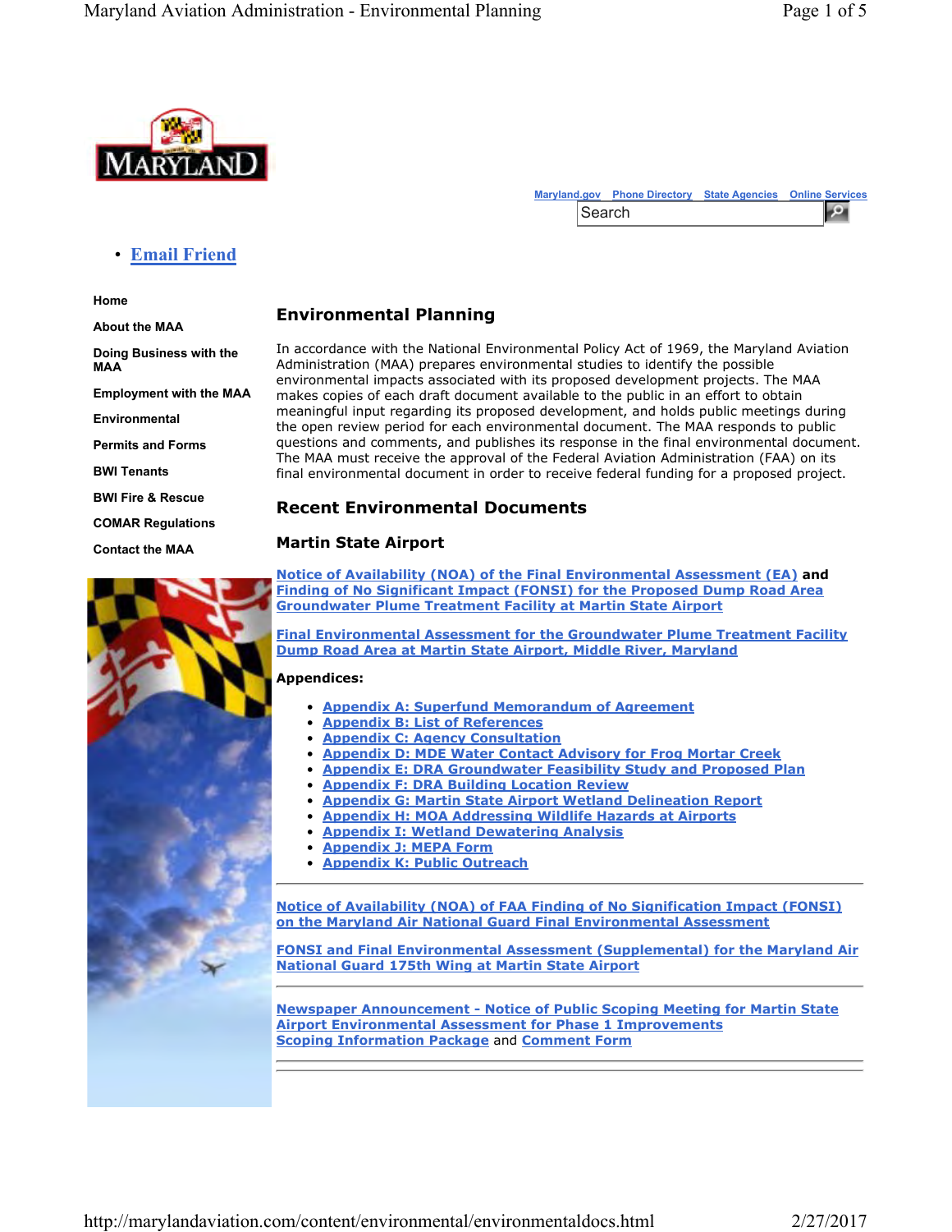Maryland.gov Phone Directory State Agencies Online Services

Search

- Email Friend

Home

About the MAA

Doing Business with the MAA

Employment with the MAA

Environmental

Permits and Forms

BWI Tenants

BWI Fire & Rescue

COMAR Regulations

Contact the MAA

## Environmental Planning

In accordance with the National Environmental Policy Act of 1969, the Maryland Aviation Administration (MAA) prepares environmental studies to identify the possible environmental impacts associated with its proposed development projects. The MAA makes copies of each draft document available to the public in an effort to obtain meaningful input regarding its proposed development, and holds public meetings during the open review period for each environmental document. The MAA responds to public questions and comments, and publishes its response in the final environmental document. The MAA must receive the approval of the Federal Aviation Administration (FAA) on its final environmental document in order to receive federal funding for a proposed project.

## Recent Environmental Documents

### Martin State Airport

**Notice of Availability (NOA) of the Final Environmental Assessment (EA) and Finding of No Significant Impact (FONSI) for the Proposed Dump Road Area Groundwater Plume Treatment Facility at Martin State Airport**

**Final Environmental Assessment for the Groundwater Plume Treatment Facility Dump Road Area at Martin State Airport, Middle River, Maryland**

**Appendices:**

- Appendix A: Superfund Memorandum of Agreement
- Appendix B: List of References
- Appendix C: Agency Consultation
- Appendix D: MDE Water Contact Advisory for Frog Mortar Creek
- Appendix E: DRA Groundwater Feasibility Study and Proposed Plan
- Appendix F: DRA Building Location Review
- Appendix G: Martin State Airport Wetland Delineation Report
- Appendix H: MOA Addressing Wildlife Hazards at Airports
- Appendix I: Wetland Dewatering Analysis
- Appendix J: MEPA Form
- Appendix K: Public Outreach

---

**Notice of Availability (NOA) of FAA Finding of No Signification Impact (FONSI) on the Maryland Air National Guard Final Environmental Assessment**

**FONSI and Final Environmental Assessment (Supplemental) for the Maryland Air National Guard 175th Wing at Martin State Airport**

---

**Newspaper Announcement - Notice of Public Scoping Meeting for Martin State Airport Environmental Assessment for Phase 1 Improvements**
**Scoping Information Package** and **Comment Form**

---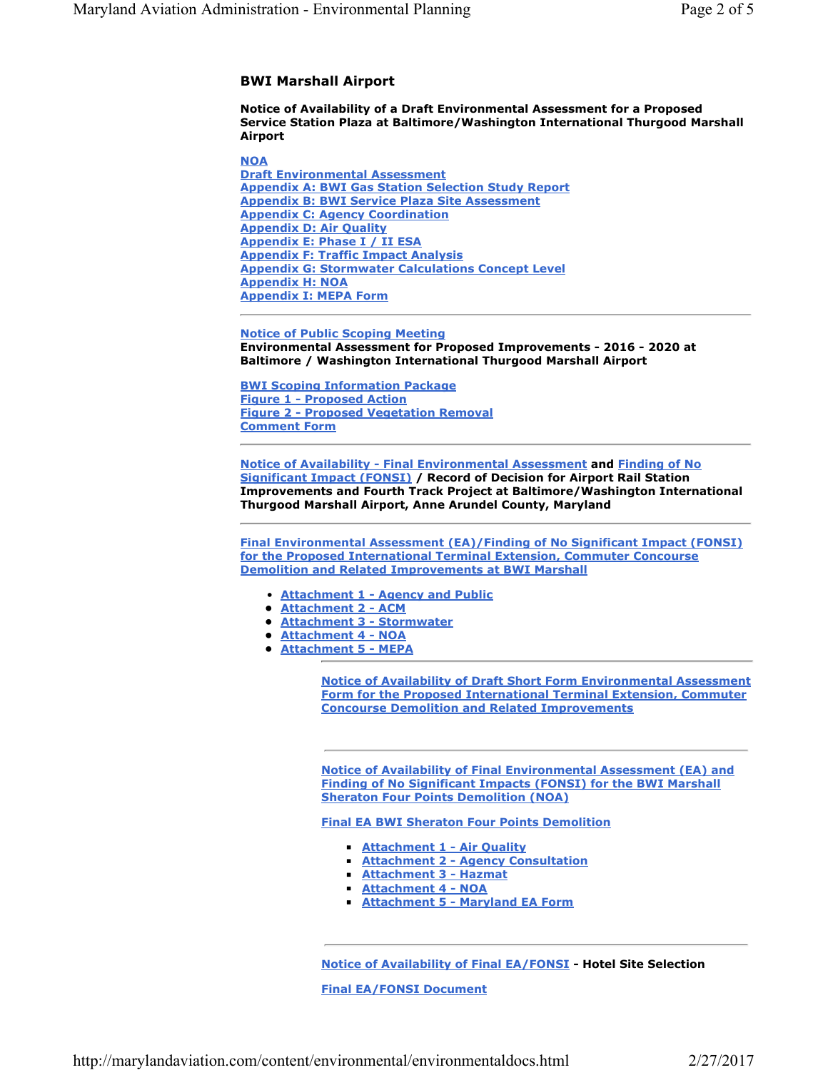### BWI Marshall Airport

**Notice of Availability of a Draft Environmental Assessment for a Proposed Service Station Plaza at Baltimore/Washington International Thurgood Marshall Airport**

NOA
Draft Environmental Assessment
Appendix A: BWI Gas Station Selection Study Report
Appendix B: BWI Service Plaza Site Assessment
Appendix C: Agency Coordination
Appendix D: Air Quality
Appendix E: Phase I / II ESA
Appendix F: Traffic Impact Analysis
Appendix G: Stormwater Calculations Concept Level
Appendix H: NOA
Appendix I: MEPA Form

---

Notice of Public Scoping Meeting
**Environmental Assessment for Proposed Improvements - 2016 - 2020 at Baltimore / Washington International Thurgood Marshall Airport**

BWI Scoping Information Package
Figure 1 - Proposed Action
Figure 2 - Proposed Vegetation Removal
Comment Form

---

Notice of Availability - Final Environmental Assessment **and** Finding of No Significant Impact (FONSI) **/ Record of Decision for Airport Rail Station Improvements and Fourth Track Project at Baltimore/Washington International Thurgood Marshall Airport, Anne Arundel County, Maryland**

---

Final Environmental Assessment (EA)/Finding of No Significant Impact (FONSI) for the Proposed International Terminal Extension, Commuter Concourse Demolition and Related Improvements at BWI Marshall

- Attachment 1 - Agency and Public
- Attachment 2 - ACM
- Attachment 3 - Stormwater
- Attachment 4 - NOA
- Attachment 5 - MEPA

---

Notice of Availability of Draft Short Form Environmental Assessment Form for the Proposed International Terminal Extension, Commuter Concourse Demolition and Related Improvements

---

Notice of Availability of Final Environmental Assessment (EA) and Finding of No Significant Impacts (FONSI) for the BWI Marshall Sheraton Four Points Demolition (NOA)

Final EA BWI Sheraton Four Points Demolition

- Attachment 1 - Air Quality
- Attachment 2 - Agency Consultation
- Attachment 3 - Hazmat
- Attachment 4 - NOA
- Attachment 5 - Maryland EA Form

---

Notice of Availability of Final EA/FONSI **- Hotel Site Selection**

Final EA/FONSI Document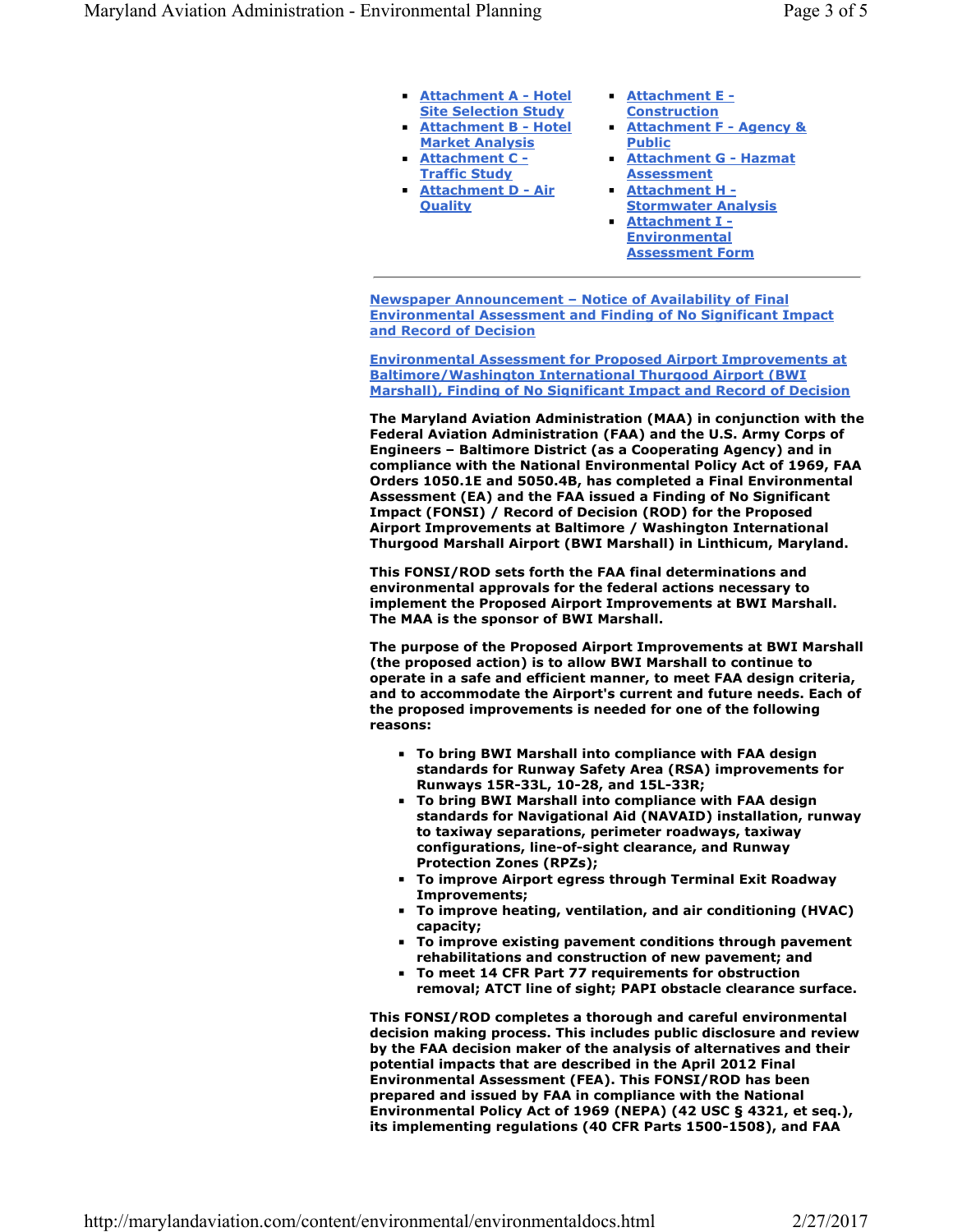- Attachment A - Hotel Site Selection Study
- Attachment B - Hotel Market Analysis
- Attachment C - Traffic Study
- Attachment D - Air Quality
- Attachment E - Construction
- Attachment F - Agency & Public
- Attachment G - Hazmat Assessment
- Attachment H - Stormwater Analysis
- Attachment I - Environmental Assessment Form

---

**Newspaper Announcement – Notice of Availability of Final Environmental Assessment and Finding of No Significant Impact and Record of Decision**

**Environmental Assessment for Proposed Airport Improvements at Baltimore/Washington International Thurgood Airport (BWI Marshall), Finding of No Significant Impact and Record of Decision**

**The Maryland Aviation Administration (MAA) in conjunction with the Federal Aviation Administration (FAA) and the U.S. Army Corps of Engineers – Baltimore District (as a Cooperating Agency) and in compliance with the National Environmental Policy Act of 1969, FAA Orders 1050.1E and 5050.4B, has completed a Final Environmental Assessment (EA) and the FAA issued a Finding of No Significant Impact (FONSI) / Record of Decision (ROD) for the Proposed Airport Improvements at Baltimore / Washington International Thurgood Marshall Airport (BWI Marshall) in Linthicum, Maryland.**

**This FONSI/ROD sets forth the FAA final determinations and environmental approvals for the federal actions necessary to implement the Proposed Airport Improvements at BWI Marshall. The MAA is the sponsor of BWI Marshall.**

**The purpose of the Proposed Airport Improvements at BWI Marshall (the proposed action) is to allow BWI Marshall to continue to operate in a safe and efficient manner, to meet FAA design criteria, and to accommodate the Airport's current and future needs. Each of the proposed improvements is needed for one of the following reasons:**

- **To bring BWI Marshall into compliance with FAA design standards for Runway Safety Area (RSA) improvements for Runways 15R-33L, 10-28, and 15L-33R;**
- **To bring BWI Marshall into compliance with FAA design standards for Navigational Aid (NAVAID) installation, runway to taxiway separations, perimeter roadways, taxiway configurations, line-of-sight clearance, and Runway Protection Zones (RPZs);**
- **To improve Airport egress through Terminal Exit Roadway Improvements;**
- **To improve heating, ventilation, and air conditioning (HVAC) capacity;**
- **To improve existing pavement conditions through pavement rehabilitations and construction of new pavement; and**
- **To meet 14 CFR Part 77 requirements for obstruction removal; ATCT line of sight; PAPI obstacle clearance surface.**

**This FONSI/ROD completes a thorough and careful environmental decision making process. This includes public disclosure and review by the FAA decision maker of the analysis of alternatives and their potential impacts that are described in the April 2012 Final Environmental Assessment (FEA). This FONSI/ROD has been prepared and issued by FAA in compliance with the National Environmental Policy Act of 1969 (NEPA) (42 USC § 4321, et seq.), its implementing regulations (40 CFR Parts 1500-1508), and FAA**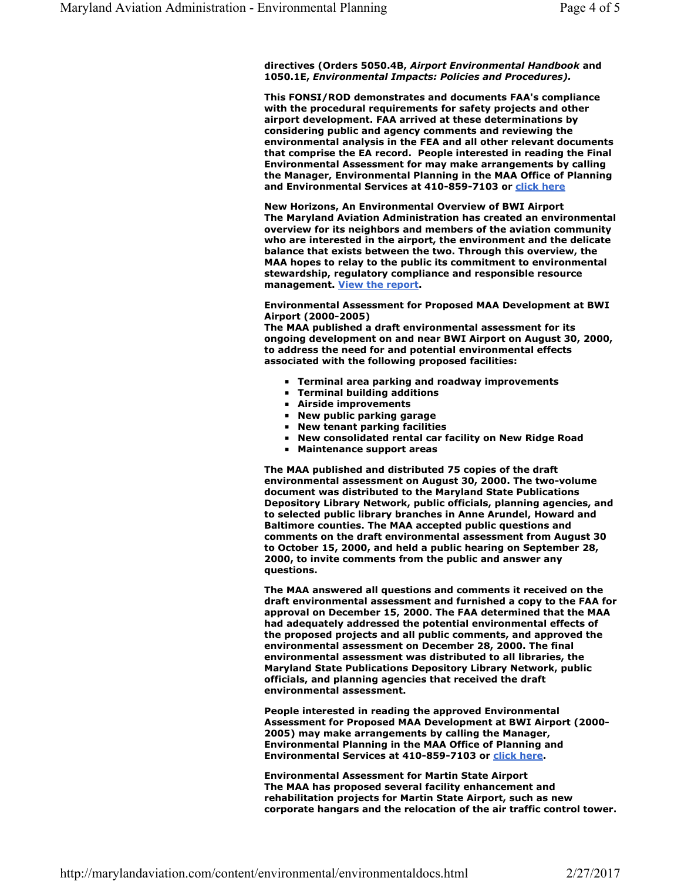directives (Orders 5050.4B, *Airport Environmental Handbook* and 1050.1E, *Environmental Impacts: Policies and Procedures).*

This FONSI/ROD demonstrates and documents FAA's compliance with the procedural requirements for safety projects and other airport development. FAA arrived at these determinations by considering public and agency comments and reviewing the environmental analysis in the FEA and all other relevant documents that comprise the EA record. People interested in reading the Final Environmental Assessment for may make arrangements by calling the Manager, Environmental Planning in the MAA Office of Planning and Environmental Services at 410-859-7103 or click here

**New Horizons, An Environmental Overview of BWI Airport**
The Maryland Aviation Administration has created an environmental overview for its neighbors and members of the aviation community who are interested in the airport, the environment and the delicate balance that exists between the two. Through this overview, the MAA hopes to relay to the public its commitment to environmental stewardship, regulatory compliance and responsible resource management. View the report.

**Environmental Assessment for Proposed MAA Development at BWI Airport (2000-2005)**
The MAA published a draft environmental assessment for its ongoing development on and near BWI Airport on August 30, 2000, to address the need for and potential environmental effects associated with the following proposed facilities:

- Terminal area parking and roadway improvements
- Terminal building additions
- Airside improvements
- New public parking garage
- New tenant parking facilities
- New consolidated rental car facility on New Ridge Road
- Maintenance support areas

The MAA published and distributed 75 copies of the draft environmental assessment on August 30, 2000. The two-volume document was distributed to the Maryland State Publications Depository Library Network, public officials, planning agencies, and to selected public library branches in Anne Arundel, Howard and Baltimore counties. The MAA accepted public questions and comments on the draft environmental assessment from August 30 to October 15, 2000, and held a public hearing on September 28, 2000, to invite comments from the public and answer any questions.

The MAA answered all questions and comments it received on the draft environmental assessment and furnished a copy to the FAA for approval on December 15, 2000. The FAA determined that the MAA had adequately addressed the potential environmental effects of the proposed projects and all public comments, and approved the environmental assessment on December 28, 2000. The final environmental assessment was distributed to all libraries, the Maryland State Publications Depository Library Network, public officials, and planning agencies that received the draft environmental assessment.

People interested in reading the approved Environmental Assessment for Proposed MAA Development at BWI Airport (2000-2005) may make arrangements by calling the Manager, Environmental Planning in the MAA Office of Planning and Environmental Services at 410-859-7103 or click here.

**Environmental Assessment for Martin State Airport**
The MAA has proposed several facility enhancement and rehabilitation projects for Martin State Airport, such as new corporate hangars and the relocation of the air traffic control tower.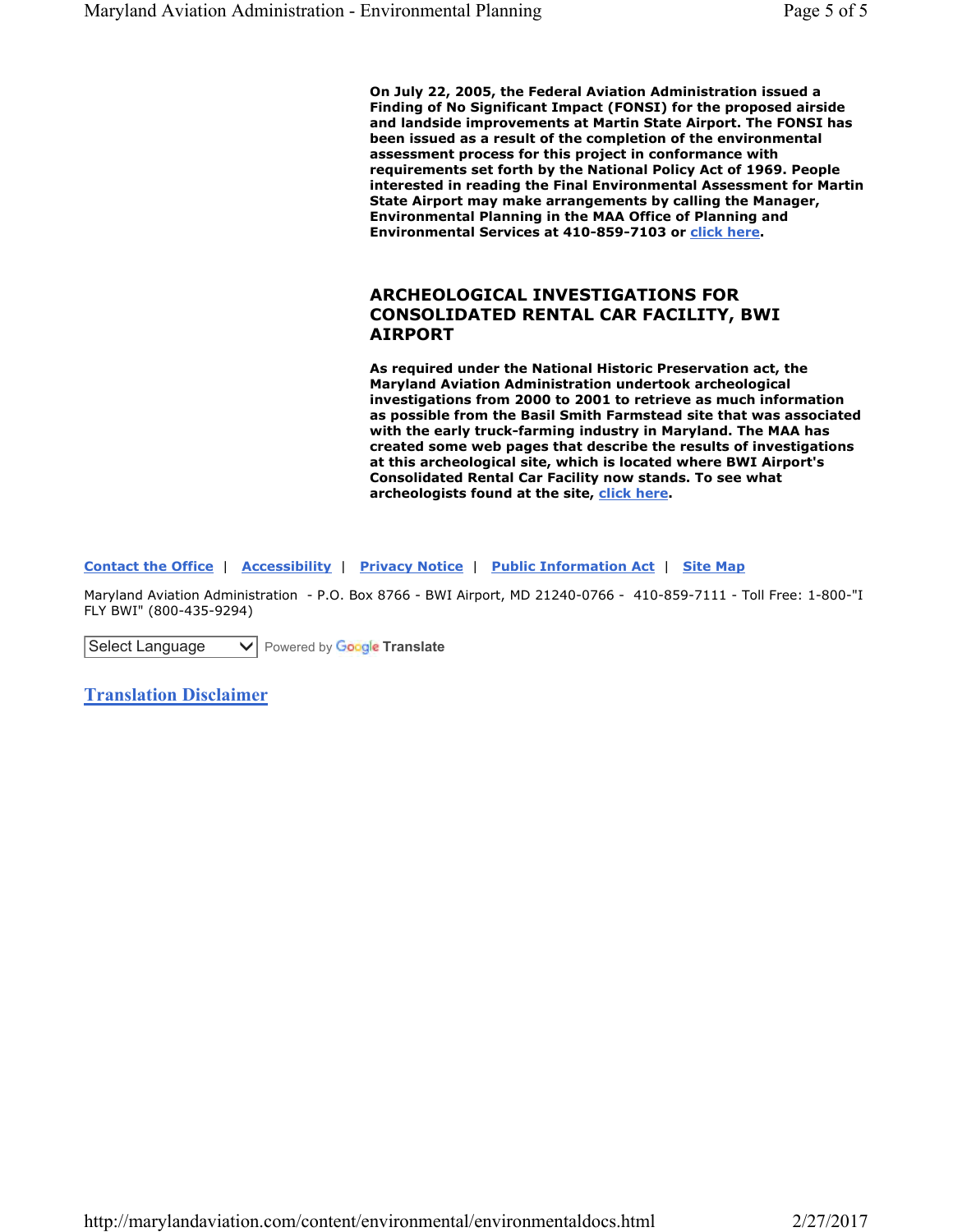**On July 22, 2005, the Federal Aviation Administration issued a Finding of No Significant Impact (FONSI) for the proposed airside and landside improvements at Martin State Airport. The FONSI has been issued as a result of the completion of the environmental assessment process for this project in conformance with requirements set forth by the National Policy Act of 1969. People interested in reading the Final Environmental Assessment for Martin State Airport may make arrangements by calling the Manager, Environmental Planning in the MAA Office of Planning and Environmental Services at 410-859-7103 or click here.**

## ARCHEOLOGICAL INVESTIGATIONS FOR CONSOLIDATED RENTAL CAR FACILITY, BWI AIRPORT

**As required under the National Historic Preservation act, the Maryland Aviation Administration undertook archeological investigations from 2000 to 2001 to retrieve as much information as possible from the Basil Smith Farmstead site that was associated with the early truck-farming industry in Maryland. The MAA has created some web pages that describe the results of investigations at this archeological site, which is located where BWI Airport's Consolidated Rental Car Facility now stands. To see what archeologists found at the site, click here.**

**Contact the Office** | **Accessibility** | **Privacy Notice** | **Public Information Act** | **Site Map**

Maryland Aviation Administration - P.O. Box 8766 - BWI Airport, MD 21240-0766 - 410-859-7111 - Toll Free: 1-800-"I FLY BWI" (800-435-9294)

Select Language Powered by Google Translate

**Translation Disclaimer**